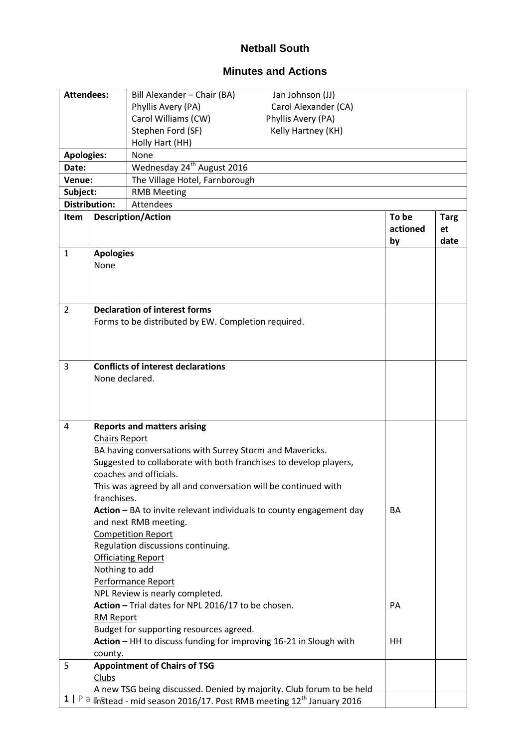# Netball South

## Minutes and Actions

| | |
|---|---|
| **Attendees:** | Bill Alexander – Chair (BA) Jan Johnson (JJ)<br>Phyllis Avery (PA) Carol Alexander (CA)<br>Carol Williams (CW) Phyllis Avery (PA)<br>Stephen Ford (SF) Kelly Hartney (KH)<br>Holly Hart (HH) |
| **Apologies:** | None |
| **Date:** | Wednesday 24th August 2016 |
| **Venue:** | The Village Hotel, Farnborough |
| **Subject:** | RMB Meeting |
| **Distribution:** | Attendees |

| Item | Description/Action | To be actioned by | Target date |
|---|---|---|---|
| 1 | **Apologies**<br>None | | |
| 2 | **Declaration of interest forms**<br>Forms to be distributed by EW. Completion required. | | |
| 3 | **Conflicts of interest declarations**<br>None declared. | | |
| 4 | **Reports and matters arising**<br>Chairs Report<br>BA having conversations with Surrey Storm and Mavericks.<br>Suggested to collaborate with both franchises to develop players, coaches and officials.<br>This was agreed by all and conversation will be continued with franchises.<br>**Action –** BA to invite relevant individuals to county engagement day and next RMB meeting.<br>Competition Report<br>Regulation discussions continuing.<br>Officiating Report<br>Nothing to add<br>Performance Report<br>NPL Review is nearly completed.<br>**Action –** Trial dates for NPL 2016/17 to be chosen.<br>RM Report<br>Budget for supporting resources agreed.<br>**Action –** HH to discuss funding for improving 16-21 in Slough with county. | BA<br><br>PA<br><br>HH | |
| 5 | **Appointment of Chairs of TSG**<br>Clubs<br>A new TSG being discussed. Denied by majority. Club forum to be held instead - mid season 2016/17. Post RMB meeting 12th January 2016 | | |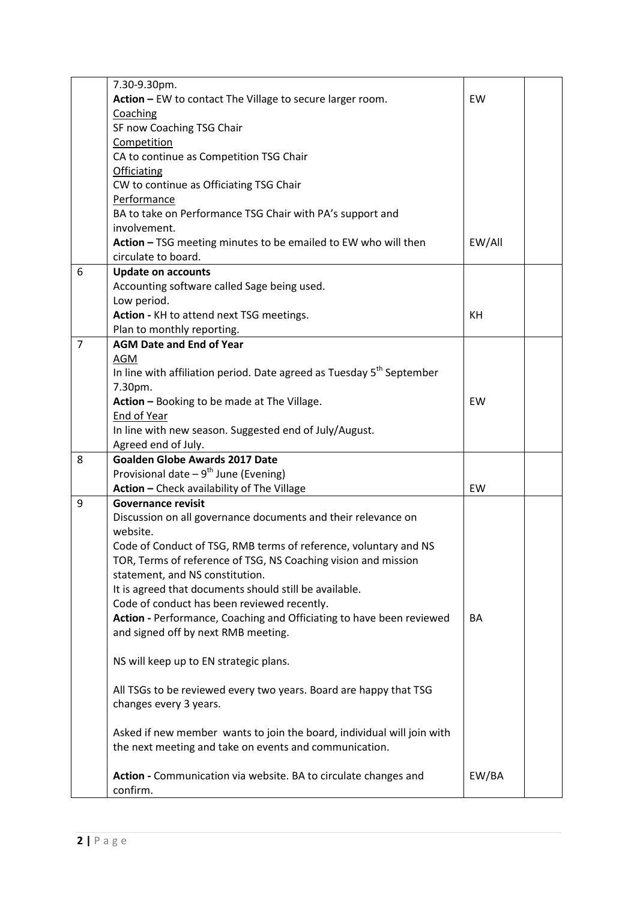| | | | |
|---|---|---|---|
| | 7.30-9.30pm.<br>**Action –** EW to contact The Village to secure larger room.<br>Coaching<br>SF now Coaching TSG Chair<br>Competition<br>CA to continue as Competition TSG Chair<br>Officiating<br>CW to continue as Officiating TSG Chair<br>Performance<br>BA to take on Performance TSG Chair with PA's support and involvement.<br>**Action –** TSG meeting minutes to be emailed to EW who will then circulate to board. | EW<br><br><br><br><br><br><br><br><br><br>EW/All | |
| 6 | **Update on accounts**<br>Accounting software called Sage being used.<br>Low period.<br>**Action -** KH to attend next TSG meetings.<br>Plan to monthly reporting. | KH | |
| 7 | **AGM Date and End of Year**<br>AGM<br>In line with affiliation period. Date agreed as Tuesday 5th September 7.30pm.<br>**Action –** Booking to be made at The Village.<br>End of Year<br>In line with new season. Suggested end of July/August.<br>Agreed end of July. | EW | |
| 8 | **Goalden Globe Awards 2017 Date**<br>Provisional date – 9th June (Evening)<br>**Action –** Check availability of The Village | EW | |
| 9 | **Governance revisit**<br>Discussion on all governance documents and their relevance on website.<br>Code of Conduct of TSG, RMB terms of reference, voluntary and NS TOR, Terms of reference of TSG, NS Coaching vision and mission statement, and NS constitution.<br>It is agreed that documents should still be available.<br>Code of conduct has been reviewed recently.<br>**Action -** Performance, Coaching and Officiating to have been reviewed and signed off by next RMB meeting.<br><br>NS will keep up to EN strategic plans.<br><br>All TSGs to be reviewed every two years. Board are happy that TSG changes every 3 years.<br><br>Asked if new member wants to join the board, individual will join with the next meeting and take on events and communication.<br><br>**Action -** Communication via website. BA to circulate changes and confirm. | BA<br><br><br><br><br><br><br><br><br>EW/BA | |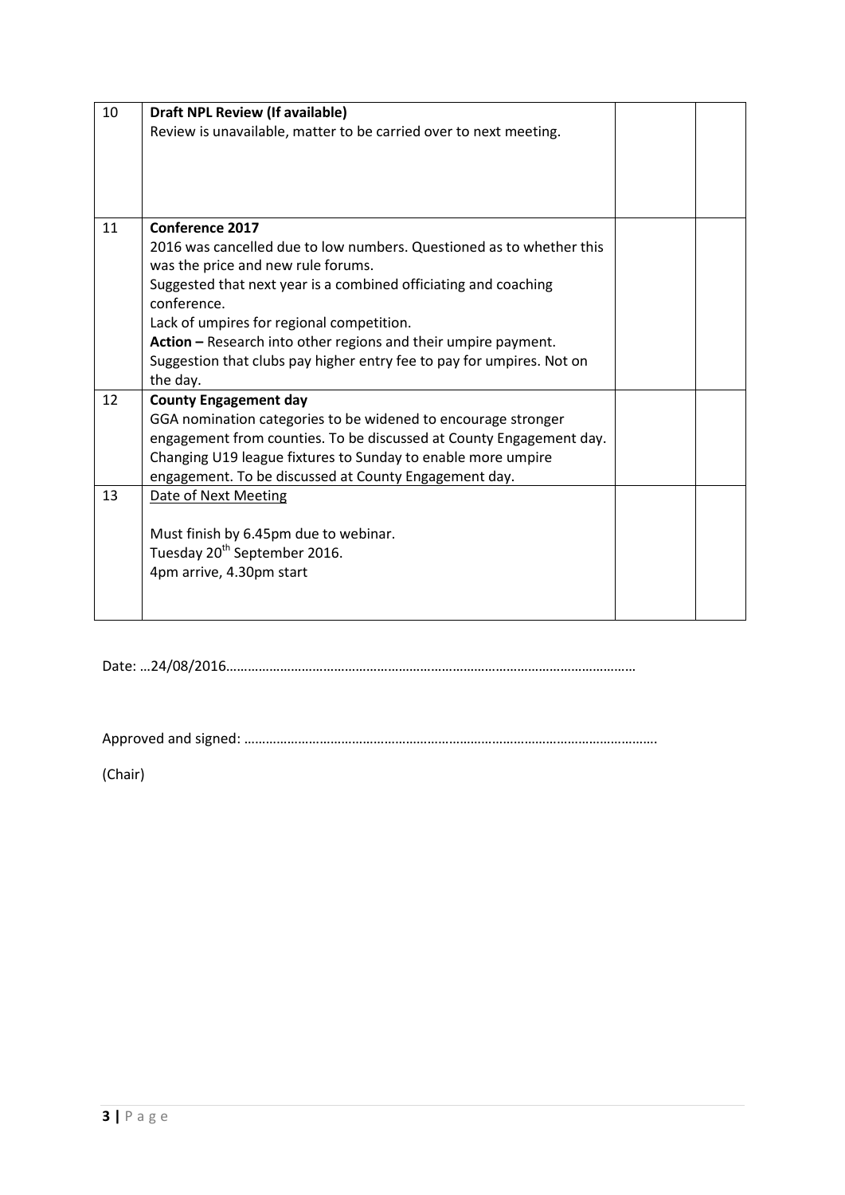| | | | |
|---|---|---|---|
| 10 | **Draft NPL Review (If available)**<br>Review is unavailable, matter to be carried over to next meeting. | | |
| 11 | **Conference 2017**<br>2016 was cancelled due to low numbers. Questioned as to whether this was the price and new rule forums.<br>Suggested that next year is a combined officiating and coaching conference.<br>Lack of umpires for regional competition.<br>**Action –** Research into other regions and their umpire payment.<br>Suggestion that clubs pay higher entry fee to pay for umpires. Not on the day. | | |
| 12 | **County Engagement day**<br>GGA nomination categories to be widened to encourage stronger engagement from counties. To be discussed at County Engagement day.<br>Changing U19 league fixtures to Sunday to enable more umpire engagement. To be discussed at County Engagement day. | | |
| 13 | Date of Next Meeting<br><br>Must finish by 6.45pm due to webinar.<br>Tuesday 20th September 2016.<br>4pm arrive, 4.30pm start | | |

Date: …24/08/2016………………………………………………………………………………………………………

Approved and signed: ……………………………………………………………………………………………………….

(Chair)